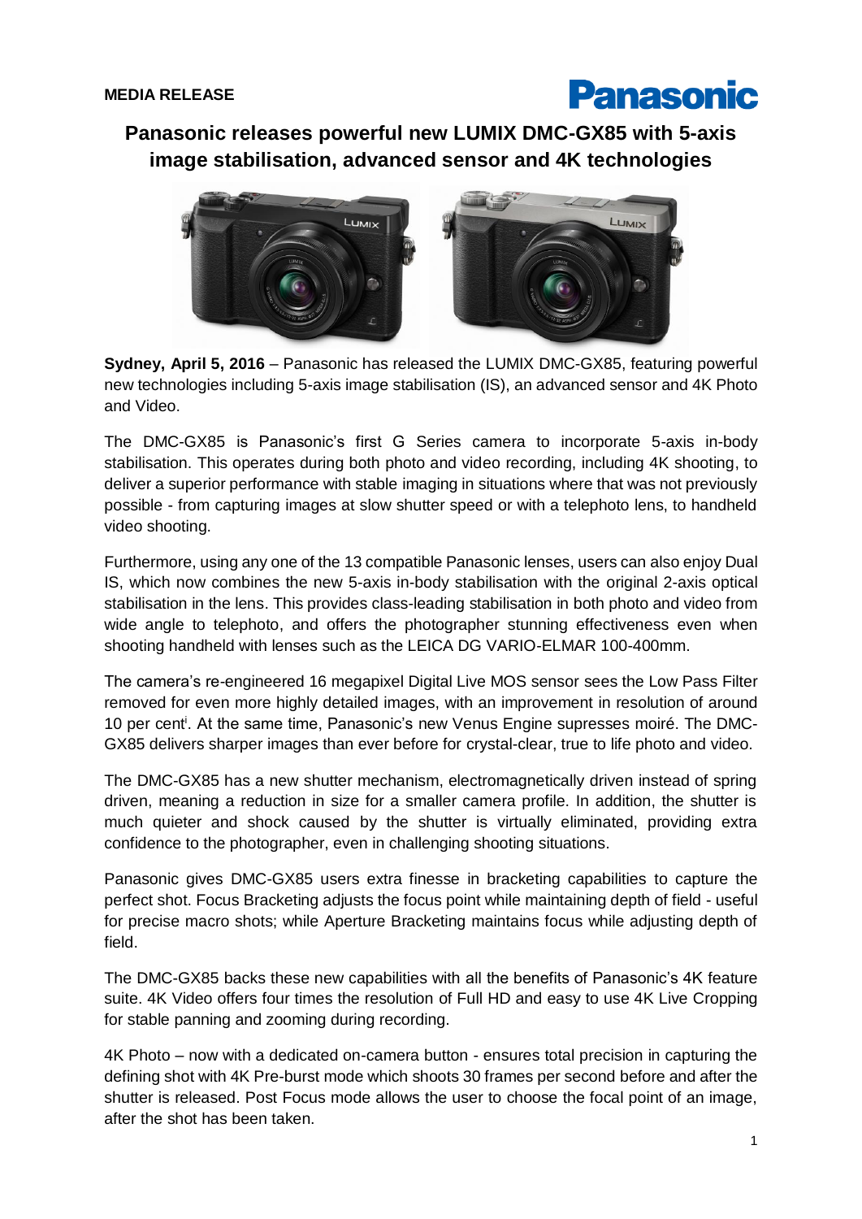**MEDIA RELEASE**

# Panasonic releases powerful new LUMIX DMC-GX85 with 5-axis image stabilisation, advanced sensor and 4K technologies

**Sydney, April 5, 2016** – Panasonic has released the LUMIX DMC-GX85, featuring powerful new technologies including 5-axis image stabilisation (IS), an advanced sensor and 4K Photo and Video.

The DMC-GX85 is Panasonic's first G Series camera to incorporate 5-axis in-body stabilisation. This operates during both photo and video recording, including 4K shooting, to deliver a superior performance with stable imaging in situations where that was not previously possible - from capturing images at slow shutter speed or with a telephoto lens, to handheld video shooting.

Furthermore, using any one of the 13 compatible Panasonic lenses, users can also enjoy Dual IS, which now combines the new 5-axis in-body stabilisation with the original 2-axis optical stabilisation in the lens. This provides class-leading stabilisation in both photo and video from wide angle to telephoto, and offers the photographer stunning effectiveness even when shooting handheld with lenses such as the LEICA DG VARIO-ELMAR 100-400mm.

The camera's re-engineered 16 megapixel Digital Live MOS sensor sees the Low Pass Filter removed for even more highly detailed images, with an improvement in resolution of around 10 per cent[i]. At the same time, Panasonic's new Venus Engine supresses moiré. The DMC-GX85 delivers sharper images than ever before for crystal-clear, true to life photo and video.

The DMC-GX85 has a new shutter mechanism, electromagnetically driven instead of spring driven, meaning a reduction in size for a smaller camera profile. In addition, the shutter is much quieter and shock caused by the shutter is virtually eliminated, providing extra confidence to the photographer, even in challenging shooting situations.

Panasonic gives DMC-GX85 users extra finesse in bracketing capabilities to capture the perfect shot. Focus Bracketing adjusts the focus point while maintaining depth of field - useful for precise macro shots; while Aperture Bracketing maintains focus while adjusting depth of field.

The DMC-GX85 backs these new capabilities with all the benefits of Panasonic's 4K feature suite. 4K Video offers four times the resolution of Full HD and easy to use 4K Live Cropping for stable panning and zooming during recording.

4K Photo – now with a dedicated on-camera button - ensures total precision in capturing the defining shot with 4K Pre-burst mode which shoots 30 frames per second before and after the shutter is released. Post Focus mode allows the user to choose the focal point of an image, after the shot has been taken.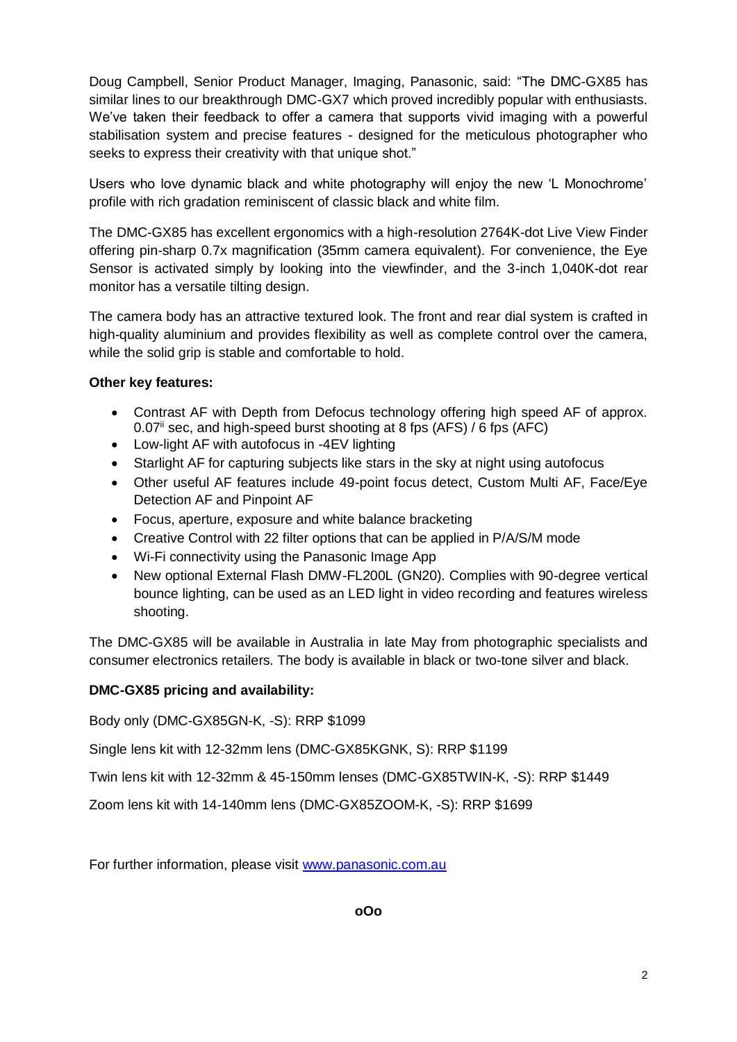Doug Campbell, Senior Product Manager, Imaging, Panasonic, said: "The DMC-GX85 has similar lines to our breakthrough DMC-GX7 which proved incredibly popular with enthusiasts. We've taken their feedback to offer a camera that supports vivid imaging with a powerful stabilisation system and precise features - designed for the meticulous photographer who seeks to express their creativity with that unique shot."

Users who love dynamic black and white photography will enjoy the new 'L Monochrome' profile with rich gradation reminiscent of classic black and white film.

The DMC-GX85 has excellent ergonomics with a high-resolution 2764K-dot Live View Finder offering pin-sharp 0.7x magnification (35mm camera equivalent). For convenience, the Eye Sensor is activated simply by looking into the viewfinder, and the 3-inch 1,040K-dot rear monitor has a versatile tilting design.

The camera body has an attractive textured look. The front and rear dial system is crafted in high-quality aluminium and provides flexibility as well as complete control over the camera, while the solid grip is stable and comfortable to hold.

**Other key features:**

- Contrast AF with Depth from Defocus technology offering high speed AF of approx. 0.07[ii] sec, and high-speed burst shooting at 8 fps (AFS) / 6 fps (AFC)
- Low-light AF with autofocus in -4EV lighting
- Starlight AF for capturing subjects like stars in the sky at night using autofocus
- Other useful AF features include 49-point focus detect, Custom Multi AF, Face/Eye Detection AF and Pinpoint AF
- Focus, aperture, exposure and white balance bracketing
- Creative Control with 22 filter options that can be applied in P/A/S/M mode
- Wi-Fi connectivity using the Panasonic Image App
- New optional External Flash DMW-FL200L (GN20). Complies with 90-degree vertical bounce lighting, can be used as an LED light in video recording and features wireless shooting.

The DMC-GX85 will be available in Australia in late May from photographic specialists and consumer electronics retailers. The body is available in black or two-tone silver and black.

**DMC-GX85 pricing and availability:**

Body only (DMC-GX85GN-K, -S): RRP $1099

Single lens kit with 12-32mm lens (DMC-GX85KGNK, S): RRP $1199

Twin lens kit with 12-32mm & 45-150mm lenses (DMC-GX85TWIN-K, -S): RRP $1449

Zoom lens kit with 14-140mm lens (DMC-GX85ZOOM-K, -S): RRP $1699

For further information, please visit www.panasonic.com.au

**oOo**